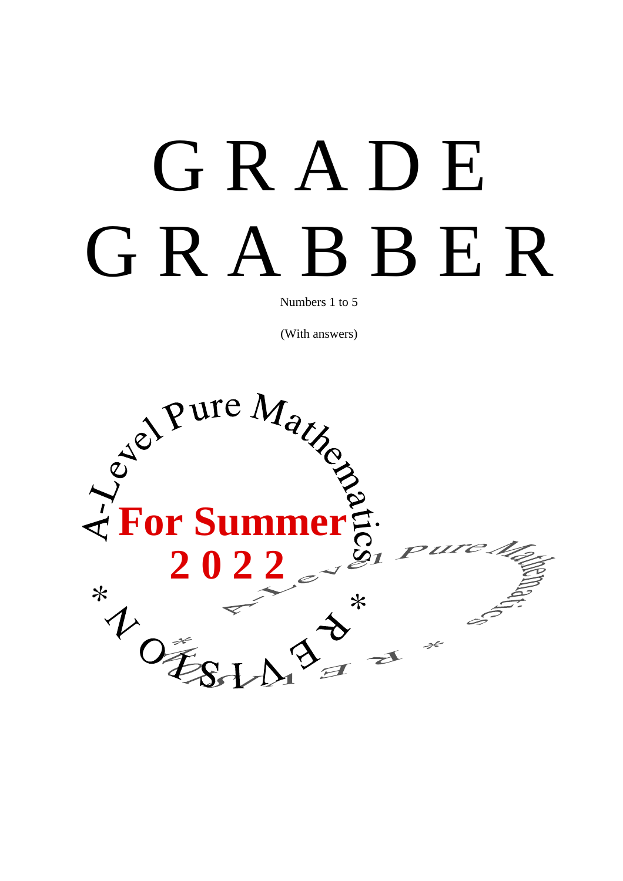# GRADE GRABBER

Numbers 1 to 5

(With answers)

A-Level Pure Mathematics

**For Summer 2022**

* REVISION *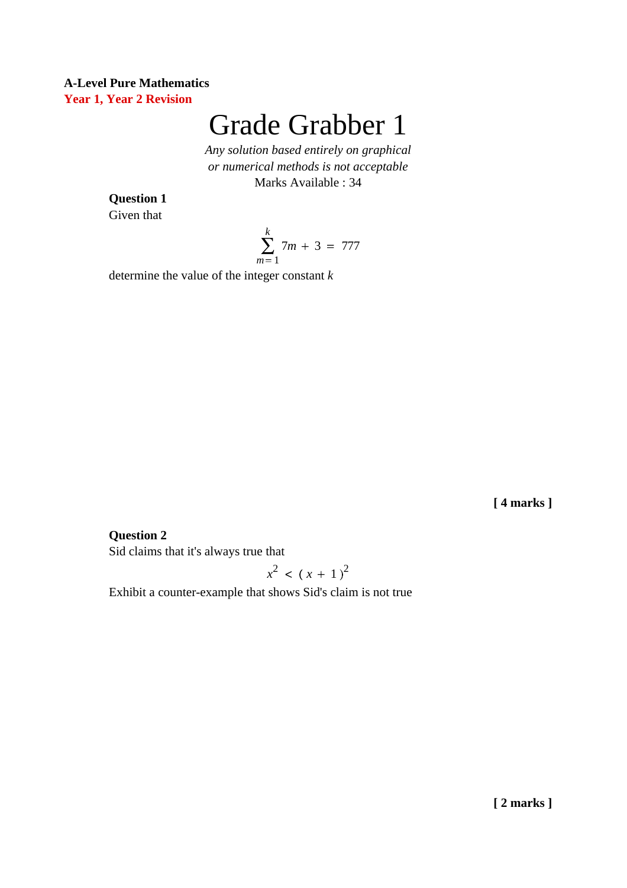**A-Level Pure Mathematics**
**Year 1, Year 2 Revision**

# Grade Grabber 1

*Any solution based entirely on graphical or numerical methods is not acceptable*

Marks Available : 34

**Question 1**

Given that

$$\sum_{m=1}^{k} 7m + 3 = 777$$

determine the value of the integer constant $k$

**[ 4 marks ]**

**Question 2**

Sid claims that it's always true that

$$x^2 < (x + 1)^2$$

Exhibit a counter-example that shows Sid's claim is not true

**[ 2 marks ]**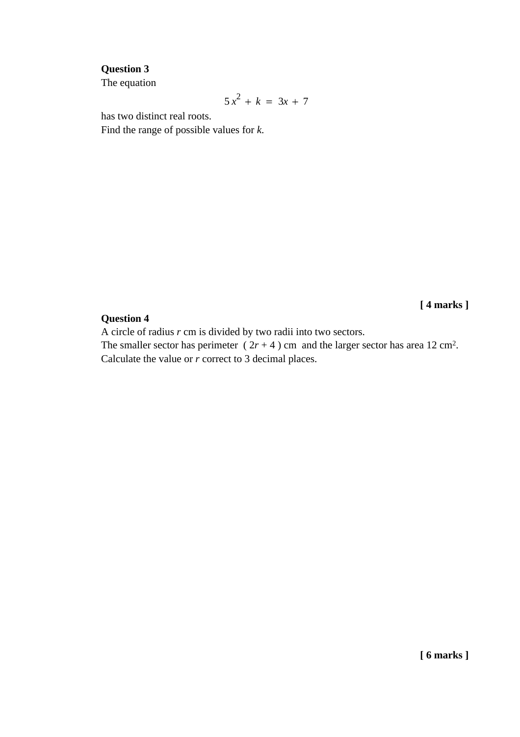**Question 3**

The equation

$$5x^2 + k = 3x + 7$$

has two distinct real roots.

Find the range of possible values for $k$.

**[ 4 marks ]**

**Question 4**

A circle of radius $r$ cm is divided by two radii into two sectors.

The smaller sector has perimeter $(2r + 4)$ cm and the larger sector has area 12 cm$^2$.

Calculate the value or $r$ correct to 3 decimal places.

**[ 6 marks ]**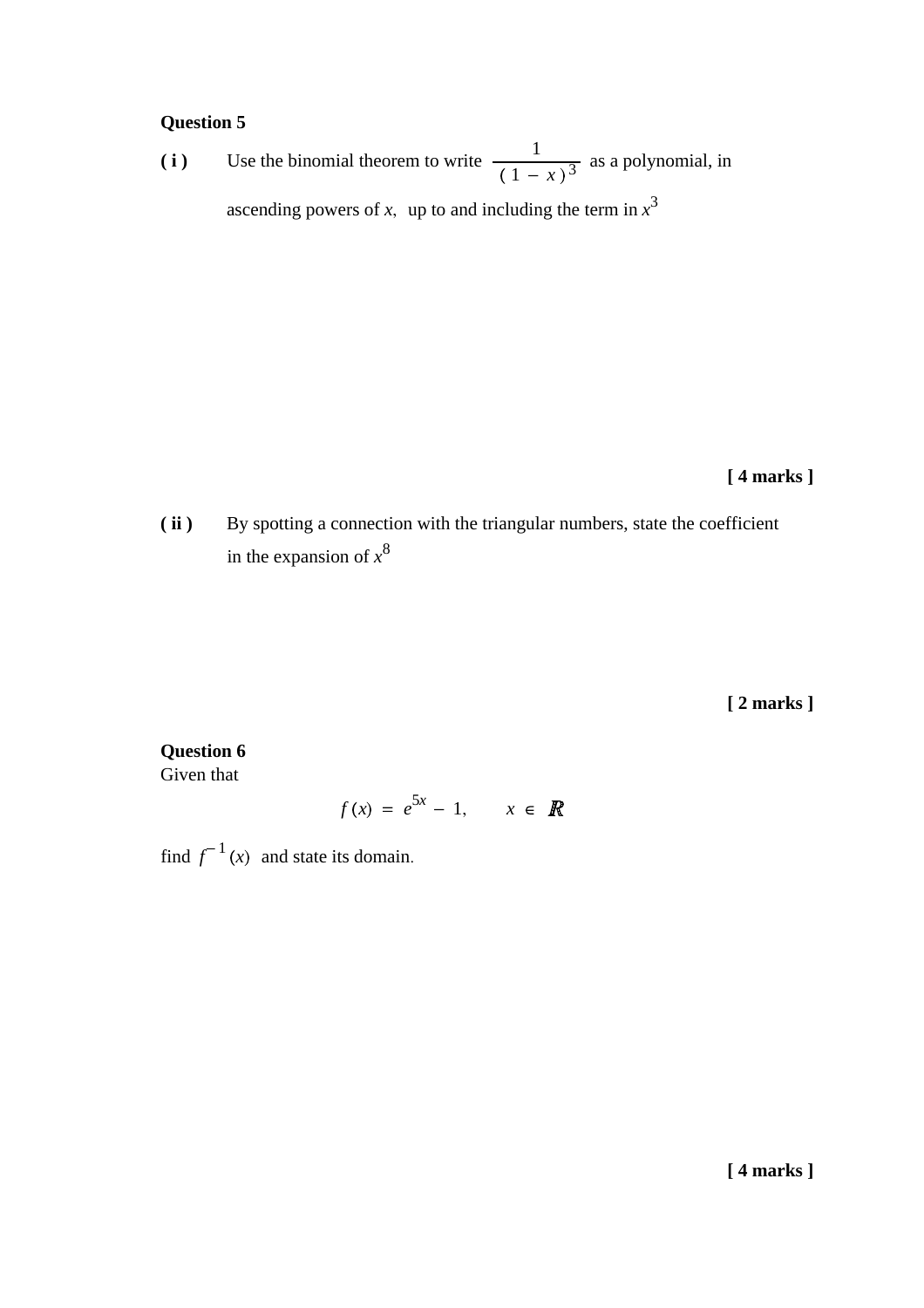**Question 5**

**( i )** Use the binomial theorem to write $\dfrac{1}{(1-x)^3}$ as a polynomial, in ascending powers of $x$, up to and including the term in $x^3$

**[ 4 marks ]**

**( ii )** By spotting a connection with the triangular numbers, state the coefficient in the expansion of $x^8$

**[ 2 marks ]**

**Question 6**

Given that

$$f(x) = e^{5x} - 1, \qquad x \in \mathbb{R}$$

find $f^{-1}(x)$ and state its domain.

**[ 4 marks ]**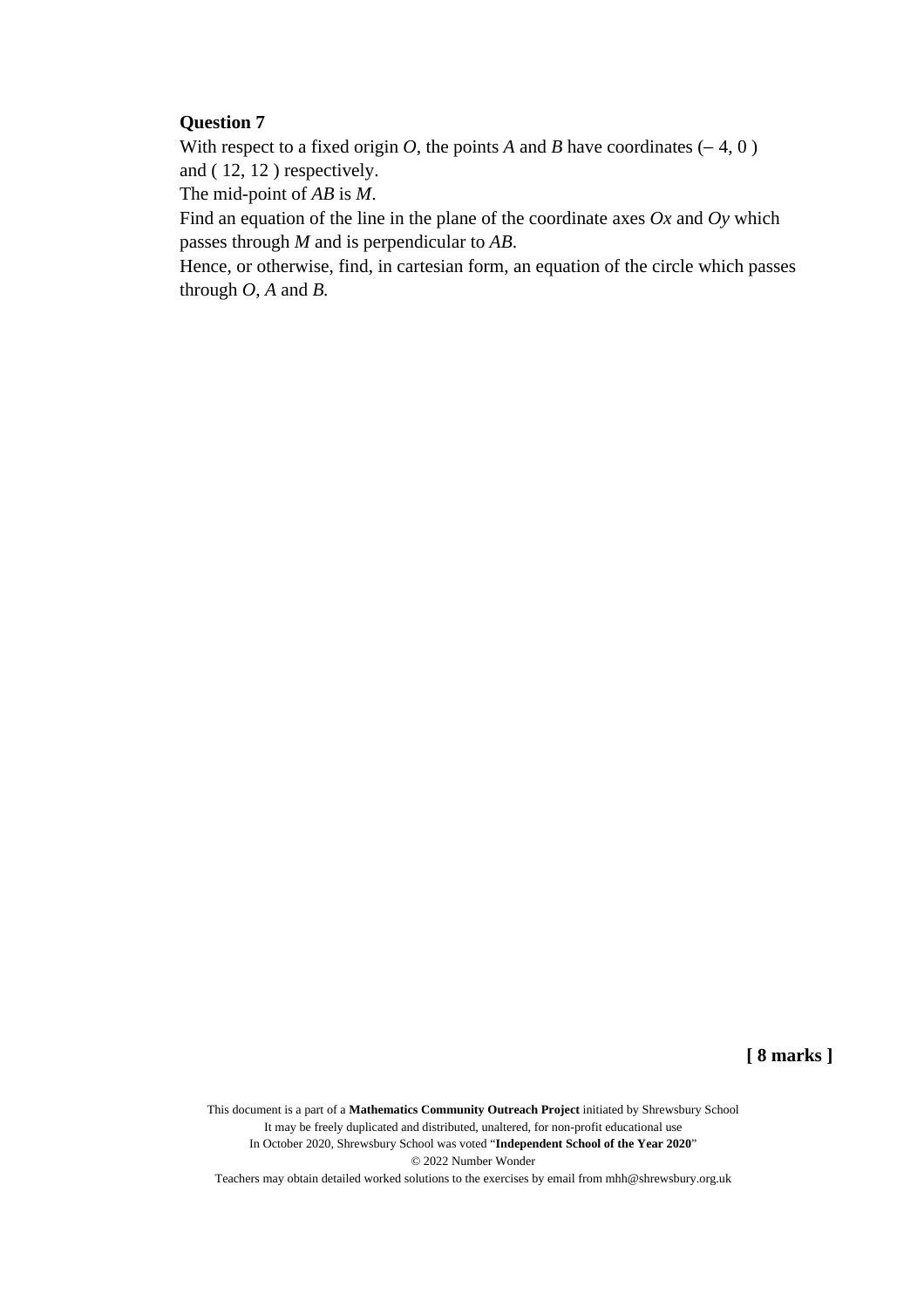**Question 7**

With respect to a fixed origin $O$, the points $A$ and $B$ have coordinates $(-4, 0)$ and $(12, 12)$ respectively.

The mid-point of $AB$ is $M$.

Find an equation of the line in the plane of the coordinate axes $Ox$ and $Oy$ which passes through $M$ and is perpendicular to $AB$.

Hence, or otherwise, find, in cartesian form, an equation of the circle which passes through $O$, $A$ and $B$.

**[ 8 marks ]**

This document is a part of a **Mathematics Community Outreach Project** initiated by Shrewsbury School
It may be freely duplicated and distributed, unaltered, for non-profit educational use
In October 2020, Shrewsbury School was voted "**Independent School of the Year 2020**"
© 2022 Number Wonder
Teachers may obtain detailed worked solutions to the exercises by email from mhh@shrewsbury.org.uk